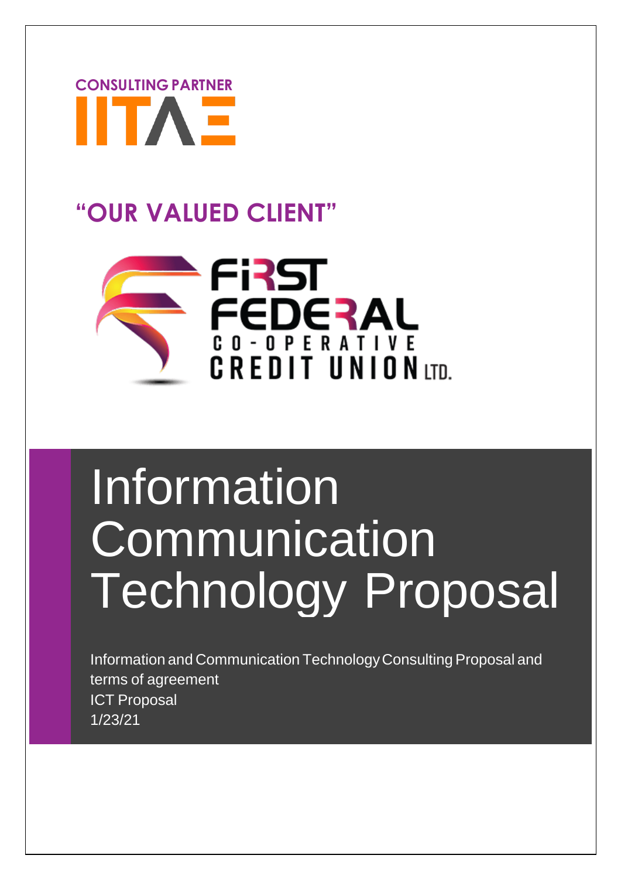**CONSULTING PARTNER**

IITAE

## "OUR VALUED CLIENT"

FIRST FEDERAL CO-OPERATIVE CREDIT UNION LTD.

# Information Communication Technology Proposal

Information and Communication Technology Consulting Proposal and terms of agreement
ICT Proposal
1/23/21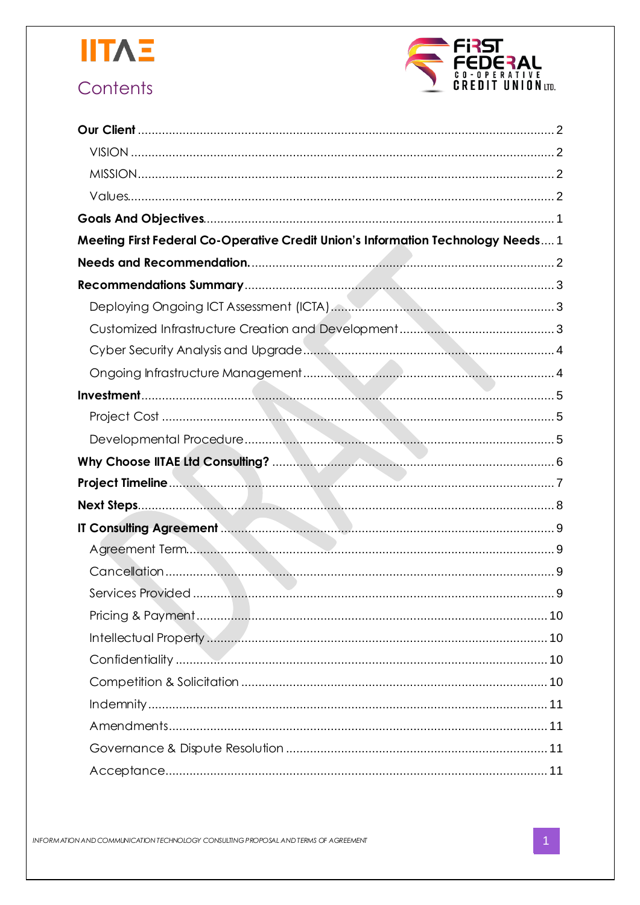# Contents

| | |
|---|---|
| **Our Client** | 2 |
| VISION | 2 |
| MISSION | 2 |
| Values | 2 |
| **Goals And Objectives** | 1 |
| **Meeting First Federal Co-Operative Credit Union's Information Technology Needs** | 1 |
| **Needs and Recommendation.** | 2 |
| **Recommendations Summary** | 3 |
| Deploying Ongoing ICT Assessment (ICTA) | 3 |
| Customized Infrastructure Creation and Development | 3 |
| Cyber Security Analysis and Upgrade | 4 |
| Ongoing Infrastructure Management | 4 |
| **Investment** | 5 |
| Project Cost | 5 |
| Developmental Procedure | 5 |
| **Why Choose IITAE Ltd Consulting?** | 6 |
| **Project Timeline** | 7 |
| **Next Steps** | 8 |
| **IT Consulting Agreement** | 9 |
| Agreement Term | 9 |
| Cancellation | 9 |
| Services Provided | 9 |
| Pricing & Payment | 10 |
| Intellectual Property | 10 |
| Confidentiality | 10 |
| Competition & Solicitation | 10 |
| Indemnity | 11 |
| Amendments | 11 |
| Governance & Dispute Resolution | 11 |
| Acceptance | 11 |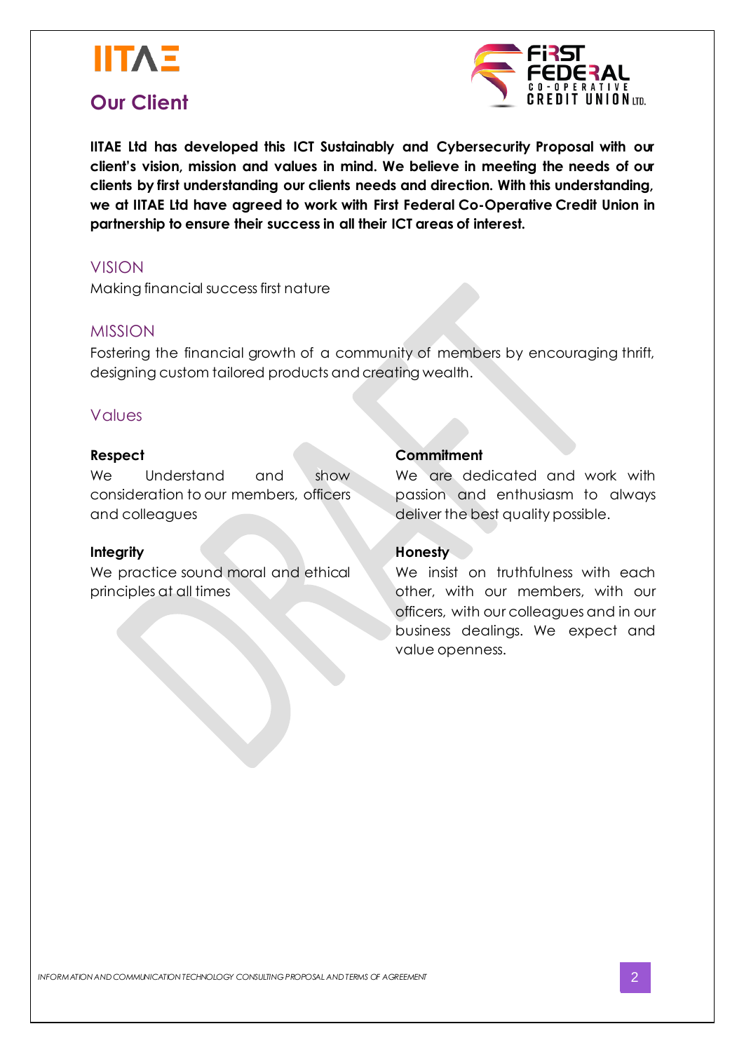## Our Client

**IITAE Ltd has developed this ICT Sustainably and Cybersecurity Proposal with our client's vision, mission and values in mind. We believe in meeting the needs of our clients by first understanding our clients needs and direction. With this understanding, we at IITAE Ltd have agreed to work with First Federal Co-Operative Credit Union in partnership to ensure their success in all their ICT areas of interest.**

### VISION

Making financial success first nature

### MISSION

Fostering the financial growth of a community of members by encouraging thrift, designing custom tailored products and creating wealth.

### Values

**Respect**
We Understand and show consideration to our members, officers and colleagues

**Integrity**
We practice sound moral and ethical principles at all times

**Commitment**
We are dedicated and work with passion and enthusiasm to always deliver the best quality possible.

**Honesty**
We insist on truthfulness with each other, with our members, with our officers, with our colleagues and in our business dealings. We expect and value openness.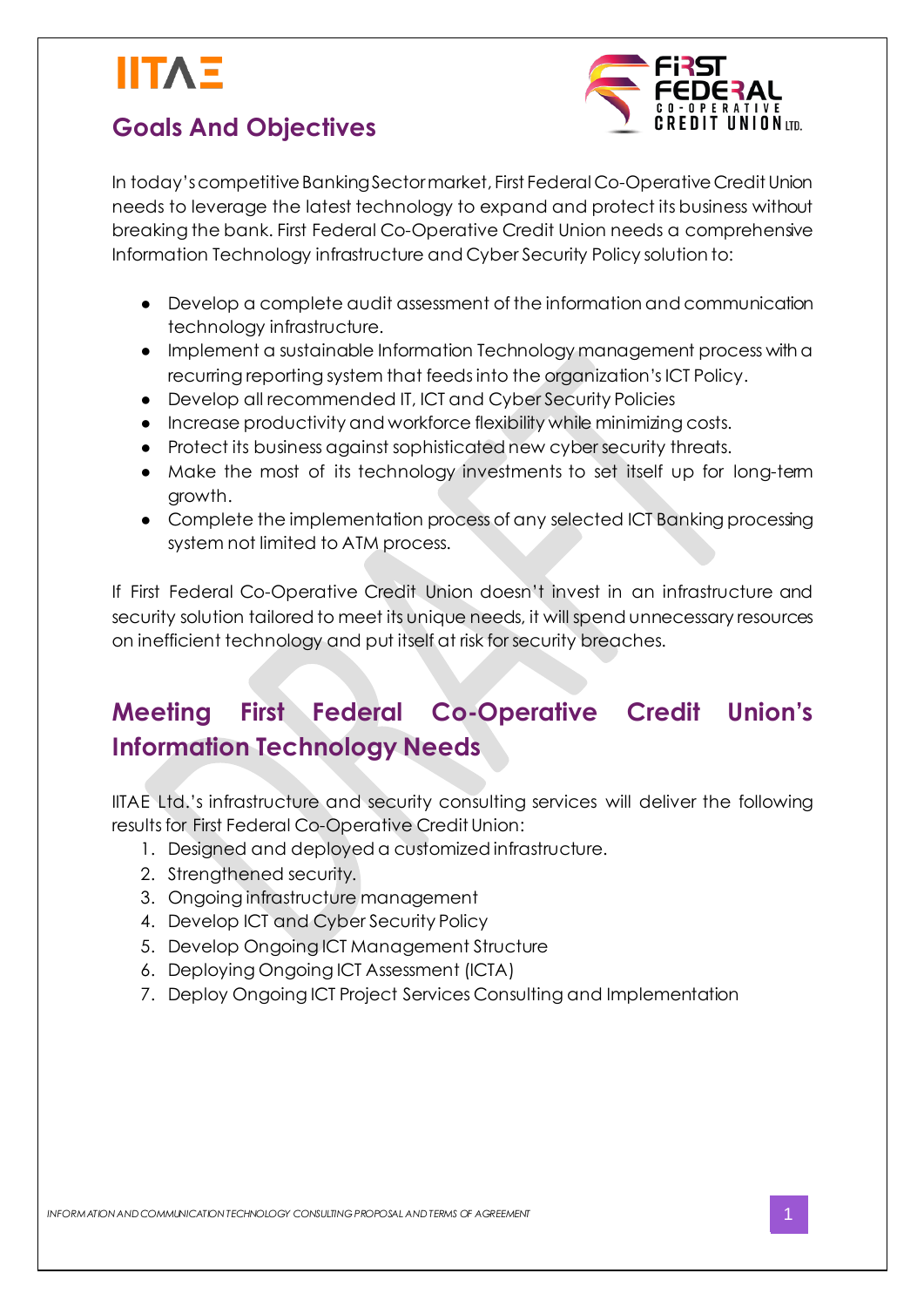## Goals And Objectives

In today's competitive Banking Sector market, First Federal Co-Operative Credit Union needs to leverage the latest technology to expand and protect its business without breaking the bank. First Federal Co-Operative Credit Union needs a comprehensive Information Technology infrastructure and Cyber Security Policy solution to:

- Develop a complete audit assessment of the information and communication technology infrastructure.
- Implement a sustainable Information Technology management process with a recurring reporting system that feeds into the organization's ICT Policy.
- Develop all recommended IT, ICT and Cyber Security Policies
- Increase productivity and workforce flexibility while minimizing costs.
- Protect its business against sophisticated new cyber security threats.
- Make the most of its technology investments to set itself up for long-term growth.
- Complete the implementation process of any selected ICT Banking processing system not limited to ATM process.

If First Federal Co-Operative Credit Union doesn't invest in an infrastructure and security solution tailored to meet its unique needs, it will spend unnecessary resources on inefficient technology and put itself at risk for security breaches.

## Meeting First Federal Co-Operative Credit Union's Information Technology Needs

IITAE Ltd.'s infrastructure and security consulting services will deliver the following results for First Federal Co-Operative Credit Union:

1. Designed and deployed a customized infrastructure.
2. Strengthened security.
3. Ongoing infrastructure management
4. Develop ICT and Cyber Security Policy
5. Develop Ongoing ICT Management Structure
6. Deploying Ongoing ICT Assessment (ICTA)
7. Deploy Ongoing ICT Project Services Consulting and Implementation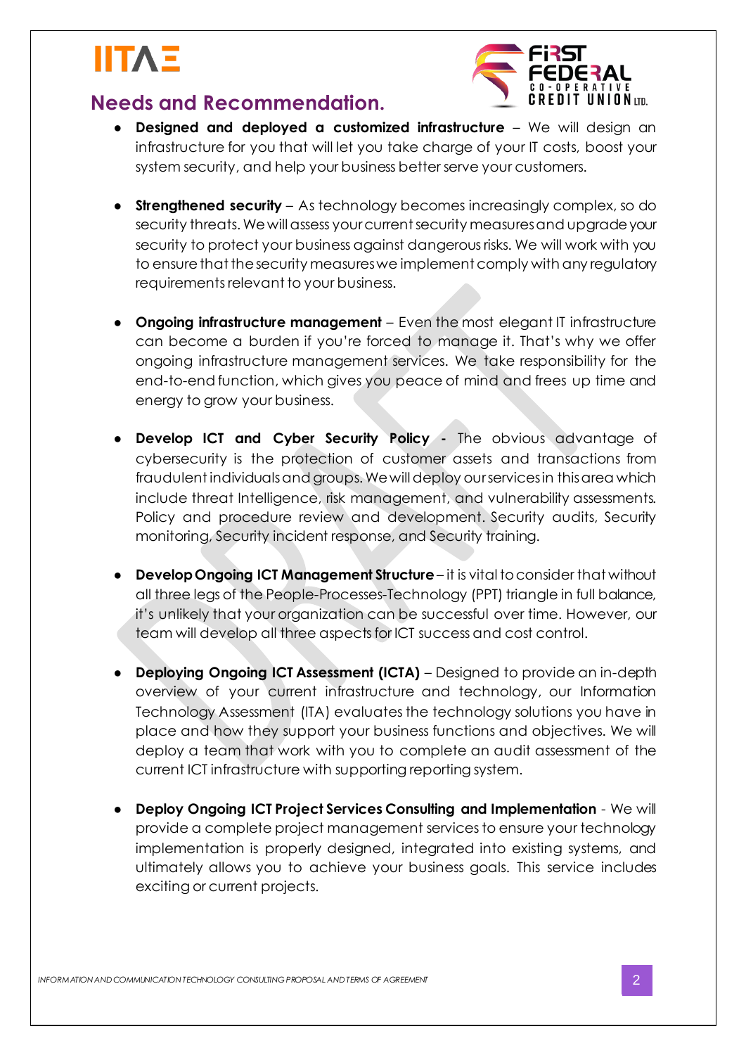## Needs and Recommendation.

- **Designed and deployed a customized infrastructure** – We will design an infrastructure for you that will let you take charge of your IT costs, boost your system security, and help your business better serve your customers.

- **Strengthened security** – As technology becomes increasingly complex, so do security threats. We will assess your current security measures and upgrade your security to protect your business against dangerous risks. We will work with you to ensure that the security measures we implement comply with any regulatory requirements relevant to your business.

- **Ongoing infrastructure management** – Even the most elegant IT infrastructure can become a burden if you're forced to manage it. That's why we offer ongoing infrastructure management services. We take responsibility for the end-to-end function, which gives you peace of mind and frees up time and energy to grow your business.

- **Develop ICT and Cyber Security Policy -** The obvious advantage of cybersecurity is the protection of customer assets and transactions from fraudulent individuals and groups. We will deploy our services in this area which include threat Intelligence, risk management, and vulnerability assessments. Policy and procedure review and development. Security audits, Security monitoring, Security incident response, and Security training.

- **Develop Ongoing ICT Management Structure** – it is vital to consider that without all three legs of the People-Processes-Technology (PPT) triangle in full balance, it's unlikely that your organization can be successful over time. However, our team will develop all three aspects for ICT success and cost control.

- **Deploying Ongoing ICT Assessment (ICTA)** – Designed to provide an in-depth overview of your current infrastructure and technology, our Information Technology Assessment (ITA) evaluates the technology solutions you have in place and how they support your business functions and objectives. We will deploy a team that work with you to complete an audit assessment of the current ICT infrastructure with supporting reporting system.

- **Deploy Ongoing ICT Project Services Consulting and Implementation** - We will provide a complete project management services to ensure your technology implementation is properly designed, integrated into existing systems, and ultimately allows you to achieve your business goals. This service includes exciting or current projects.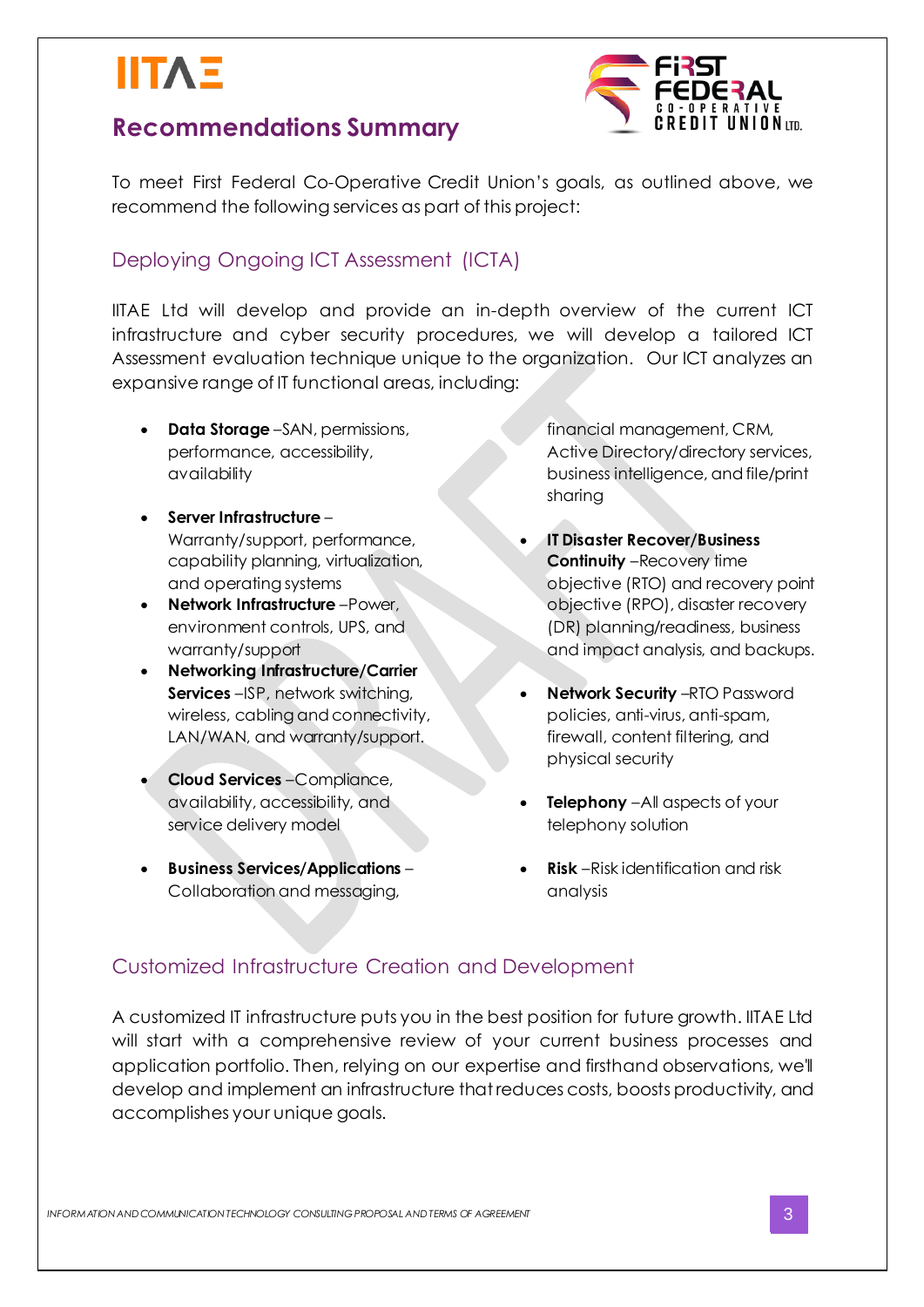## Recommendations Summary

To meet First Federal Co-Operative Credit Union's goals, as outlined above, we recommend the following services as part of this project:

### Deploying Ongoing ICT Assessment (ICTA)

IITAE Ltd will develop and provide an in-depth overview of the current ICT infrastructure and cyber security procedures, we will develop a tailored ICT Assessment evaluation technique unique to the organization. Our ICT analyzes an expansive range of IT functional areas, including:

- **Data Storage** –SAN, permissions, performance, accessibility, availability
- **Server Infrastructure** – Warranty/support, performance, capability planning, virtualization, and operating systems
- **Network Infrastructure** –Power, environment controls, UPS, and warranty/support
- **Networking Infrastructure/Carrier Services** –ISP, network switching, wireless, cabling and connectivity, LAN/WAN, and warranty/support.
- **Cloud Services** –Compliance, availability, accessibility, and service delivery model
- **Business Services/Applications** – Collaboration and messaging, financial management, CRM, Active Directory/directory services, business intelligence, and file/print sharing
- **IT Disaster Recover/Business Continuity** –Recovery time objective (RTO) and recovery point objective (RPO), disaster recovery (DR) planning/readiness, business and impact analysis, and backups.
- **Network Security** –RTO Password policies, anti-virus, anti-spam, firewall, content filtering, and physical security
- **Telephony** –All aspects of your telephony solution
- **Risk** –Risk identification and risk analysis

### Customized Infrastructure Creation and Development

A customized IT infrastructure puts you in the best position for future growth. IITAE Ltd will start with a comprehensive review of your current business processes and application portfolio. Then, relying on our expertise and firsthand observations, we'll develop and implement an infrastructure that reduces costs, boosts productivity, and accomplishes your unique goals.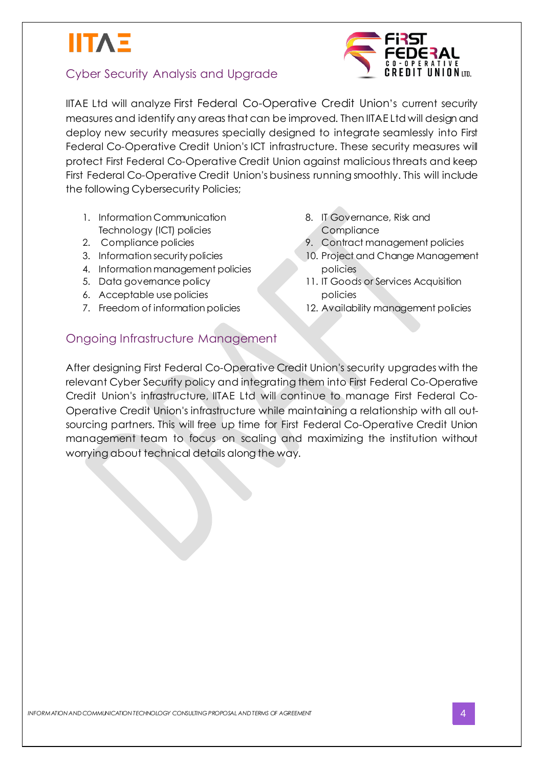## Cyber Security Analysis and Upgrade

IITAE Ltd will analyze First Federal Co-Operative Credit Union's current security measures and identify any areas that can be improved. Then IITAE Ltd will design and deploy new security measures specially designed to integrate seamlessly into First Federal Co-Operative Credit Union's ICT infrastructure. These security measures will protect First Federal Co-Operative Credit Union against malicious threats and keep First Federal Co-Operative Credit Union's business running smoothly. This will include the following Cybersecurity Policies;

1. Information Communication Technology (ICT) policies
2. Compliance policies
3. Information security policies
4. Information management policies
5. Data governance policy
6. Acceptable use policies
7. Freedom of information policies
8. IT Governance, Risk and Compliance
9. Contract management policies
10. Project and Change Management policies
11. IT Goods or Services Acquisition policies
12. Availability management policies

## Ongoing Infrastructure Management

After designing First Federal Co-Operative Credit Union's security upgrades with the relevant Cyber Security policy and integrating them into First Federal Co-Operative Credit Union's infrastructure, IITAE Ltd will continue to manage First Federal Co-Operative Credit Union's infrastructure while maintaining a relationship with all out-sourcing partners. This will free up time for First Federal Co-Operative Credit Union management team to focus on scaling and maximizing the institution without worrying about technical details along the way.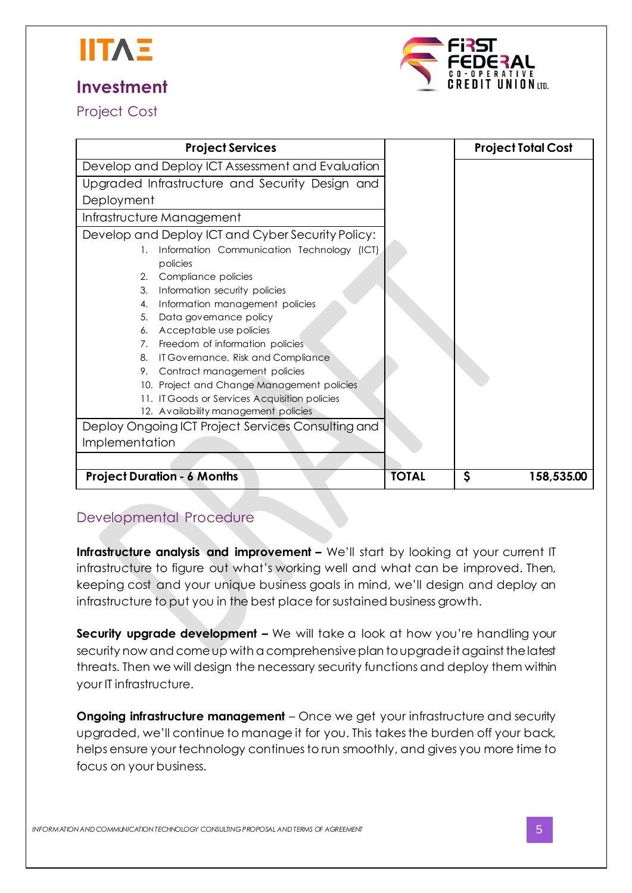## Investment

### Project Cost

| Project Services | | Project Total Cost |
|---|---|---|
| Develop and Deploy ICT Assessment and Evaluation | | |
| Upgraded Infrastructure and Security Design and Deployment | | |
| Infrastructure Management | | |
| Develop and Deploy ICT and Cyber Security Policy:<br>1. Information Communication Technology (ICT) policies<br>2. Compliance policies<br>3. Information security policies<br>4. Information management policies<br>5. Data governance policy<br>6. Acceptable use policies<br>7. Freedom of information policies<br>8. IT Governance, Risk and Compliance<br>9. Contract management policies<br>10. Project and Change Management policies<br>11. IT Goods or Services Acquisition policies<br>12. Availability management policies | | |
| Deploy Ongoing ICT Project Services Consulting and Implementation | | |
| | | |
| **Project Duration - 6 Months** | **TOTAL** | **$ 158,535.00** |

### Developmental Procedure

**Infrastructure analysis and improvement –** We'll start by looking at your current IT infrastructure to figure out what's working well and what can be improved. Then, keeping cost and your unique business goals in mind, we'll design and deploy an infrastructure to put you in the best place for sustained business growth.

**Security upgrade development –** We will take a look at how you're handling your security now and come up with a comprehensive plan to upgrade it against the latest threats. Then we will design the necessary security functions and deploy them within your IT infrastructure.

**Ongoing infrastructure management** – Once we get your infrastructure and security upgraded, we'll continue to manage it for you. This takes the burden off your back, helps ensure your technology continues to run smoothly, and gives you more time to focus on your business.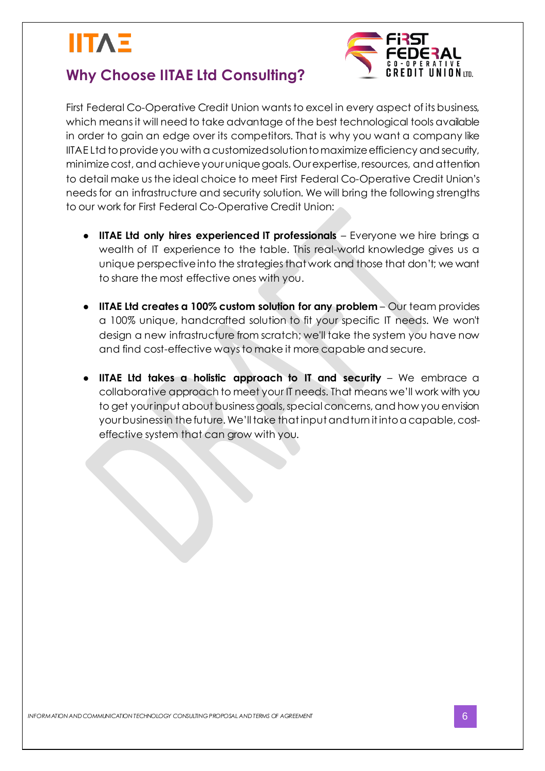## Why Choose IITAE Ltd Consulting?

First Federal Co-Operative Credit Union wants to excel in every aspect of its business, which means it will need to take advantage of the best technological tools available in order to gain an edge over its competitors. That is why you want a company like IITAE Ltd to provide you with a customized solution to maximize efficiency and security, minimize cost, and achieve your unique goals. Our expertise, resources, and attention to detail make us the ideal choice to meet First Federal Co-Operative Credit Union's needs for an infrastructure and security solution. We will bring the following strengths to our work for First Federal Co-Operative Credit Union:

- **IITAE Ltd only hires experienced IT professionals** – Everyone we hire brings a wealth of IT experience to the table. This real-world knowledge gives us a unique perspective into the strategies that work and those that don't; we want to share the most effective ones with you.

- **IITAE Ltd creates a 100% custom solution for any problem** – Our team provides a 100% unique, handcrafted solution to fit your specific IT needs. We won't design a new infrastructure from scratch; we'll take the system you have now and find cost-effective ways to make it more capable and secure.

- **IITAE Ltd takes a holistic approach to IT and security** – We embrace a collaborative approach to meet your IT needs. That means we'll work with you to get your input about business goals, special concerns, and how you envision your business in the future. We'll take that input and turn it into a capable, cost-effective system that can grow with you.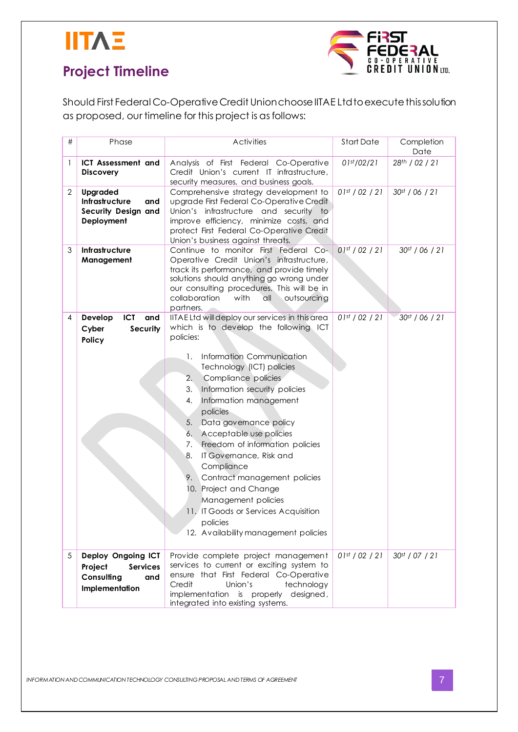## Project Timeline

Should First Federal Co-Operative Credit Union choose IITAE Ltd to execute this solution as proposed, our timeline for this project is as follows:

| # | Phase | Activities | Start Date | Completion Date |
|---|---|---|---|---|
| 1 | **ICT Assessment and Discovery** | Analysis of First Federal Co-Operative Credit Union's current IT infrastructure, security measures, and business goals. | *01st/02/21* | *28th / 02 / 21* |
| 2 | **Upgraded Infrastructure and Security Design and Deployment** | Comprehensive strategy development to upgrade First Federal Co-Operative Credit Union's infrastructure and security to improve efficiency, minimize costs, and protect First Federal Co-Operative Credit Union's business against threats. | *01st / 02 / 21* | *30st / 06 / 21* |
| 3 | **Infrastructure Management** | Continue to monitor First Federal Co-Operative Credit Union's infrastructure, track its performance, and provide timely solutions should anything go wrong under our consulting procedures. This will be in collaboration with all outsourcing partners. | *01st / 02 / 21* | *30st / 06 / 21* |
| 4 | **Develop ICT and Cyber Security Policy** | IITAE Ltd will deploy our services in this area which is to develop the following ICT policies:<br><br>1. Information Communication Technology (ICT) policies<br>2. Compliance policies<br>3. Information security policies<br>4. Information management policies<br>5. Data governance policy<br>6. Acceptable use policies<br>7. Freedom of information policies<br>8. IT Governance, Risk and Compliance<br>9. Contract management policies<br>10. Project and Change Management policies<br>11. IT Goods or Services Acquisition policies<br>12. Availability management policies | *01st / 02 / 21* | *30st / 06 / 21* |
| 5 | **Deploy Ongoing ICT Project Services Consulting and Implementation** | Provide complete project management services to current or exciting system to ensure that First Federal Co-Operative Credit Union's technology implementation is properly designed, integrated into existing systems. | *01st / 02 / 21* | *30st / 07 / 21* |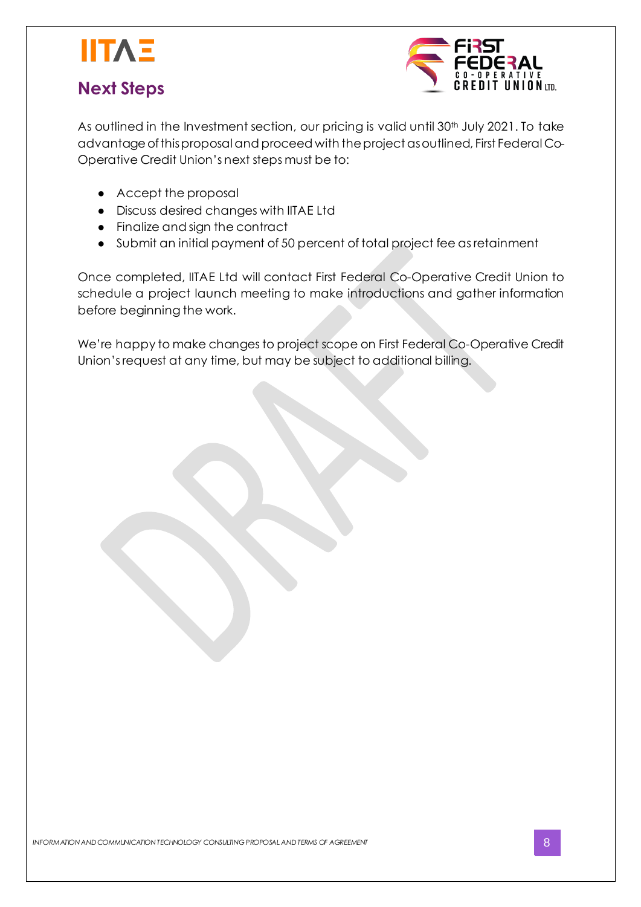## Next Steps

As outlined in the Investment section, our pricing is valid until 30th July 2021. To take advantage of this proposal and proceed with the project as outlined, First Federal Co-Operative Credit Union's next steps must be to:

- Accept the proposal
- Discuss desired changes with IITAE Ltd
- Finalize and sign the contract
- Submit an initial payment of 50 percent of total project fee as retainment

Once completed, IITAE Ltd will contact First Federal Co-Operative Credit Union to schedule a project launch meeting to make introductions and gather information before beginning the work.

We're happy to make changes to project scope on First Federal Co-Operative Credit Union's request at any time, but may be subject to additional billing.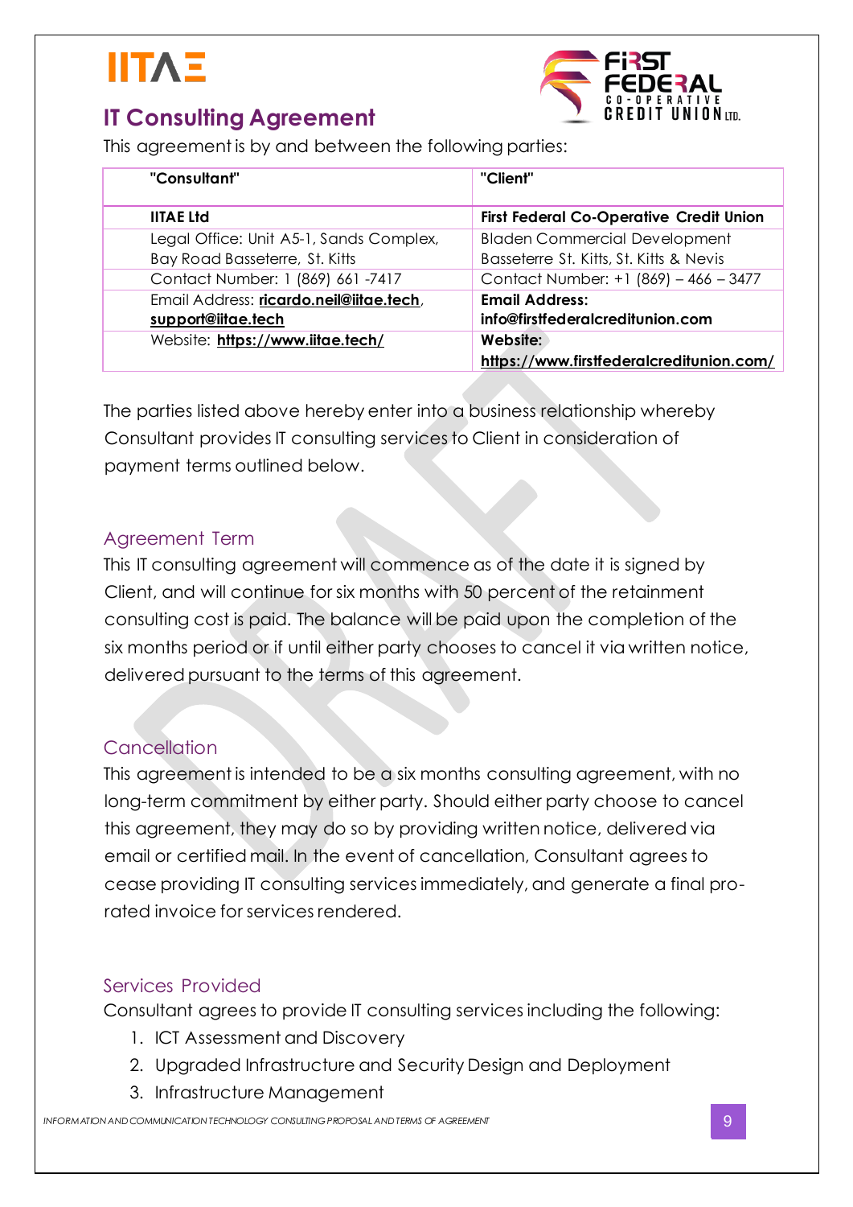IITAE

## IT Consulting Agreement

This agreement is by and between the following parties:

| "Consultant" | "Client" |
|---|---|
| **IITAE Ltd** | **First Federal Co-Operative Credit Union** |
| Legal Office: Unit A5-1, Sands Complex, Bay Road Basseterre, St. Kitts | Bladen Commercial Development Basseterre St. Kitts, St. Kitts & Nevis |
| Contact Number: 1 (869) 661 -7417 | Contact Number: +1 (869) – 466 – 3477 |
| Email Address: **ricardo.neil@iitae.tech**, **support@iitae.tech** | **Email Address: info@firstfederalcreditunion.com** |
| Website: **https://www.iitae.tech/** | **Website: https://www.firstfederalcreditunion.com/** |

The parties listed above hereby enter into a business relationship whereby Consultant provides IT consulting services to Client in consideration of payment terms outlined below.

### Agreement Term

This IT consulting agreement will commence as of the date it is signed by Client, and will continue for six months with 50 percent of the retainment consulting cost is paid. The balance will be paid upon the completion of the six months period or if until either party chooses to cancel it via written notice, delivered pursuant to the terms of this agreement.

### Cancellation

This agreement is intended to be a six months consulting agreement, with no long-term commitment by either party. Should either party choose to cancel this agreement, they may do so by providing written notice, delivered via email or certified mail. In the event of cancellation, Consultant agrees to cease providing IT consulting services immediately, and generate a final pro-rated invoice for services rendered.

### Services Provided

Consultant agrees to provide IT consulting services including the following:

1. ICT Assessment and Discovery
2. Upgraded Infrastructure and Security Design and Deployment
3. Infrastructure Management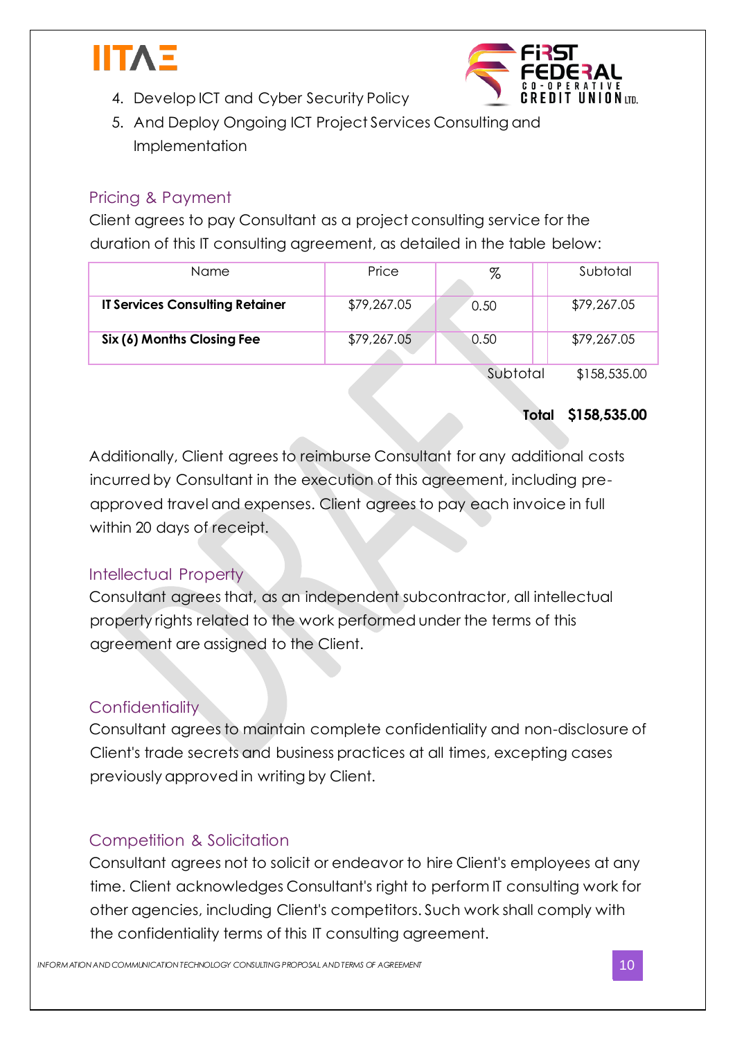4. Develop ICT and Cyber Security Policy
5. And Deploy Ongoing ICT Project Services Consulting and Implementation

## Pricing & Payment

Client agrees to pay Consultant as a project consulting service for the duration of this IT consulting agreement, as detailed in the table below:

| Name | Price | % | | Subtotal |
|---|---|---|---|---|
| **IT Services Consulting Retainer** | $79,267.05 | 0.50 | | $79,267.05 |
| **Six (6) Months Closing Fee** | $79,267.05 | 0.50 | | $79,267.05 |
| | | | Subtotal | $158,535.00 |
| | | | **Total** | **$158,535.00** |

Additionally, Client agrees to reimburse Consultant for any additional costs incurred by Consultant in the execution of this agreement, including pre-approved travel and expenses. Client agrees to pay each invoice in full within 20 days of receipt.

## Intellectual Property

Consultant agrees that, as an independent subcontractor, all intellectual property rights related to the work performed under the terms of this agreement are assigned to the Client.

## Confidentiality

Consultant agrees to maintain complete confidentiality and non-disclosure of Client's trade secrets and business practices at all times, excepting cases previously approved in writing by Client.

## Competition & Solicitation

Consultant agrees not to solicit or endeavor to hire Client's employees at any time. Client acknowledges Consultant's right to perform IT consulting work for other agencies, including Client's competitors. Such work shall comply with the confidentiality terms of this IT consulting agreement.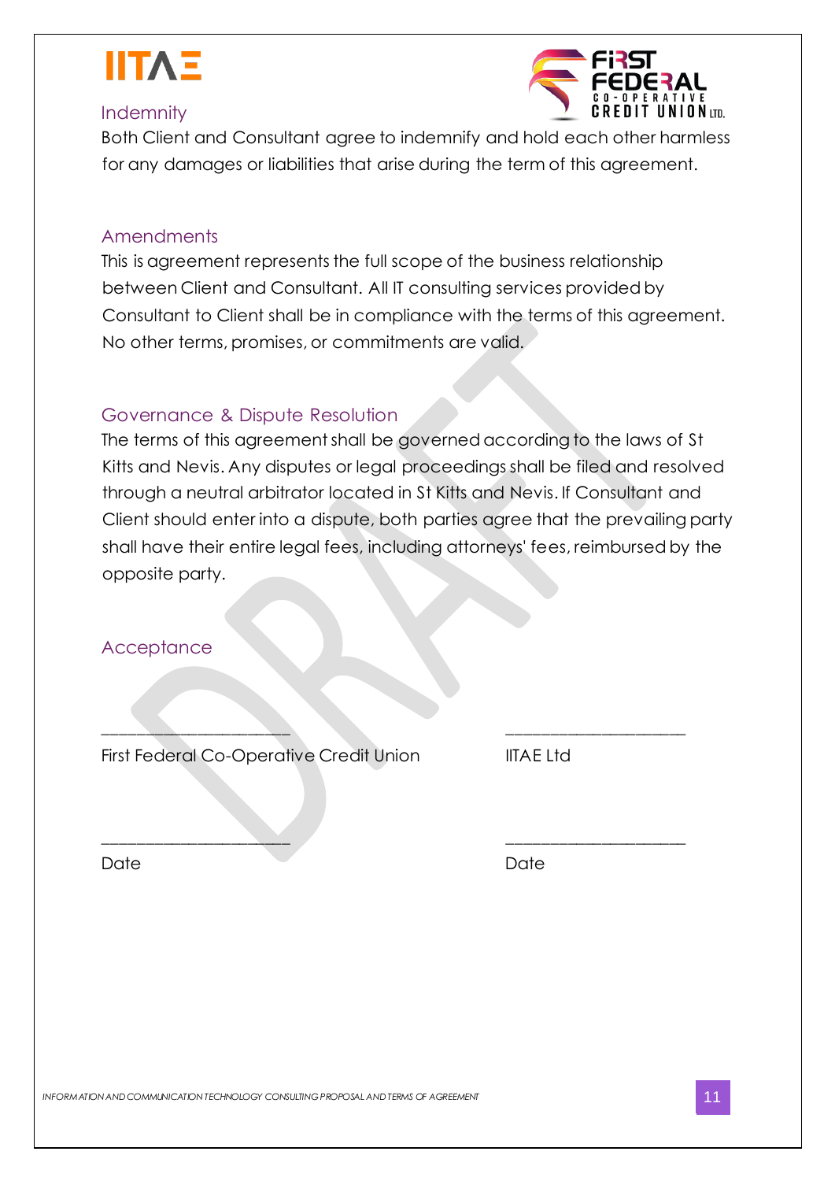## Indemnity

Both Client and Consultant agree to indemnify and hold each other harmless for any damages or liabilities that arise during the term of this agreement.

## Amendments

This is agreement represents the full scope of the business relationship between Client and Consultant. All IT consulting services provided by Consultant to Client shall be in compliance with the terms of this agreement. No other terms, promises, or commitments are valid.

## Governance & Dispute Resolution

The terms of this agreement shall be governed according to the laws of St Kitts and Nevis. Any disputes or legal proceedings shall be filed and resolved through a neutral arbitrator located in St Kitts and Nevis. If Consultant and Client should enter into a dispute, both parties agree that the prevailing party shall have their entire legal fees, including attorneys' fees, reimbursed by the opposite party.

## Acceptance

_______________________

First Federal Co-Operative Credit Union

_______________________

Date

_______________________

IITAE Ltd

_______________________

Date